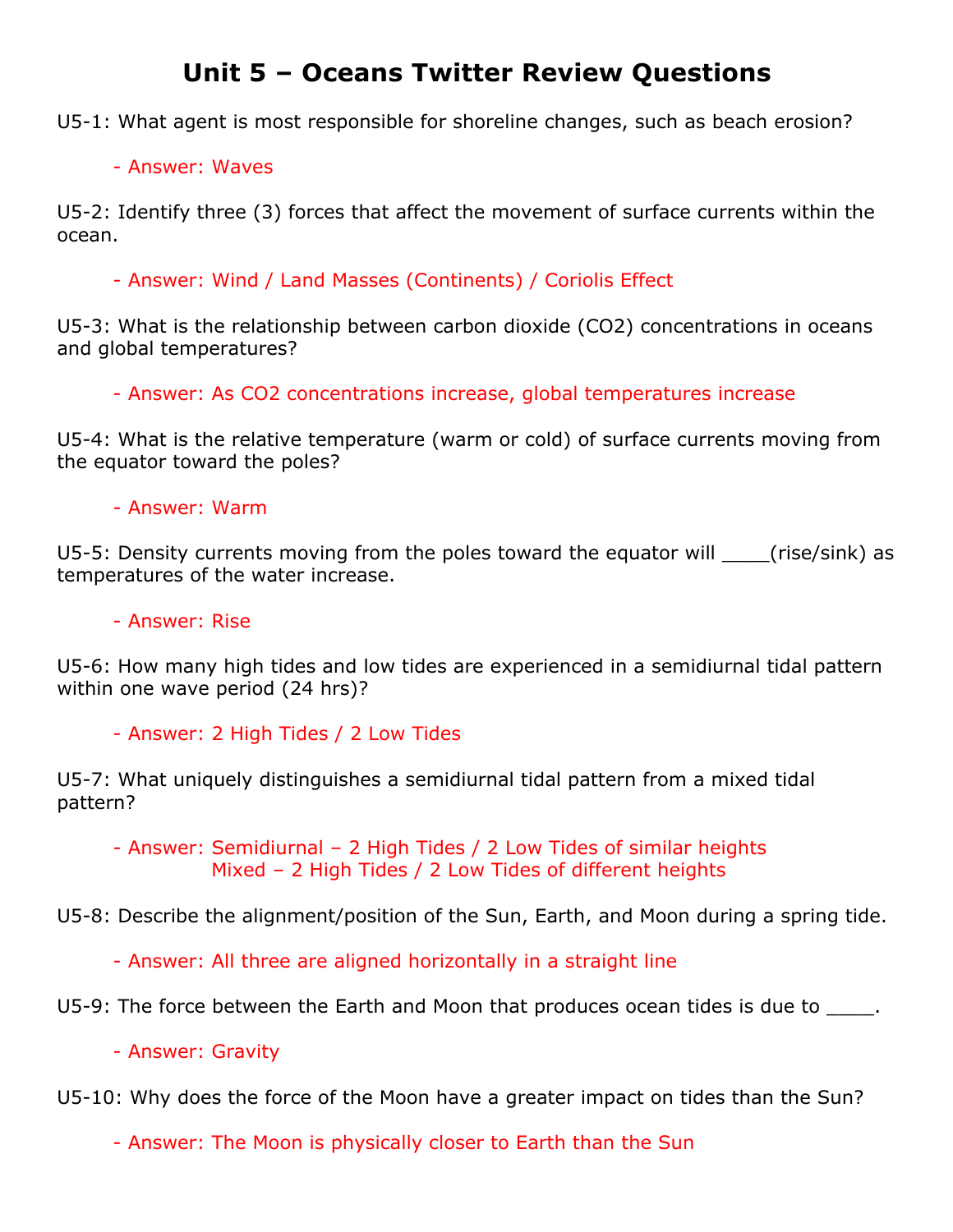# Unit 5 – Oceans Twitter Review Questions

U5-1: What agent is most responsible for shoreline changes, such as beach erosion?

- Answer: Waves

U5-2: Identify three (3) forces that affect the movement of surface currents within the ocean.

- Answer: Wind / Land Masses (Continents) / Coriolis Effect

U5-3: What is the relationship between carbon dioxide ($CO_2$) concentrations in oceans and global temperatures?

- Answer: As $CO_2$ concentrations increase, global temperatures increase

U5-4: What is the relative temperature (warm or cold) of surface currents moving from the equator toward the poles?

- Answer: Warm

U5-5: Density currents moving from the poles toward the equator will ____(rise/sink) as temperatures of the water increase.

- Answer: Rise

U5-6: How many high tides and low tides are experienced in a semidiurnal tidal pattern within one wave period (24 hrs)?

- Answer: 2 High Tides / 2 Low Tides

U5-7: What uniquely distinguishes a semidiurnal tidal pattern from a mixed tidal pattern?

- Answer: Semidiurnal – 2 High Tides / 2 Low Tides of similar heights
  Mixed – 2 High Tides / 2 Low Tides of different heights

U5-8: Describe the alignment/position of the Sun, Earth, and Moon during a spring tide.

- Answer: All three are aligned horizontally in a straight line

U5-9: The force between the Earth and Moon that produces ocean tides is due to ____.

- Answer: Gravity

U5-10: Why does the force of the Moon have a greater impact on tides than the Sun?

- Answer: The Moon is physically closer to Earth than the Sun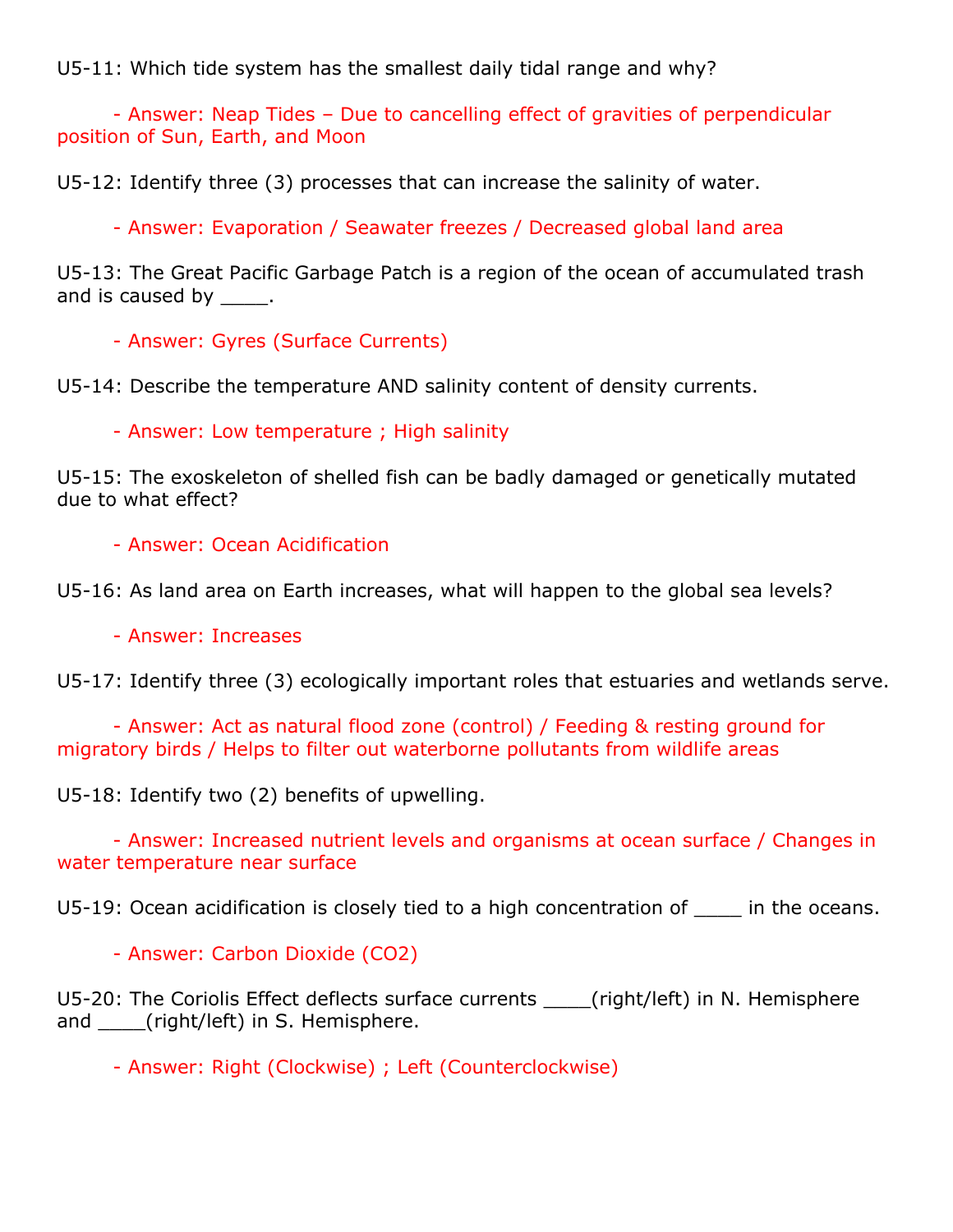U5-11: Which tide system has the smallest daily tidal range and why?

- Answer: Neap Tides – Due to cancelling effect of gravities of perpendicular position of Sun, Earth, and Moon

U5-12: Identify three (3) processes that can increase the salinity of water.

- Answer: Evaporation / Seawater freezes / Decreased global land area

U5-13: The Great Pacific Garbage Patch is a region of the ocean of accumulated trash and is caused by ____.

- Answer: Gyres (Surface Currents)

U5-14: Describe the temperature AND salinity content of density currents.

- Answer: Low temperature ; High salinity

U5-15: The exoskeleton of shelled fish can be badly damaged or genetically mutated due to what effect?

- Answer: Ocean Acidification

U5-16: As land area on Earth increases, what will happen to the global sea levels?

- Answer: Increases

U5-17: Identify three (3) ecologically important roles that estuaries and wetlands serve.

- Answer: Act as natural flood zone (control) / Feeding & resting ground for migratory birds / Helps to filter out waterborne pollutants from wildlife areas

U5-18: Identify two (2) benefits of upwelling.

- Answer: Increased nutrient levels and organisms at ocean surface / Changes in water temperature near surface

U5-19: Ocean acidification is closely tied to a high concentration of ____ in the oceans.

- Answer: Carbon Dioxide ($CO_2$)

U5-20: The Coriolis Effect deflects surface currents ____(right/left) in N. Hemisphere and ____(right/left) in S. Hemisphere.

- Answer: Right (Clockwise) ; Left (Counterclockwise)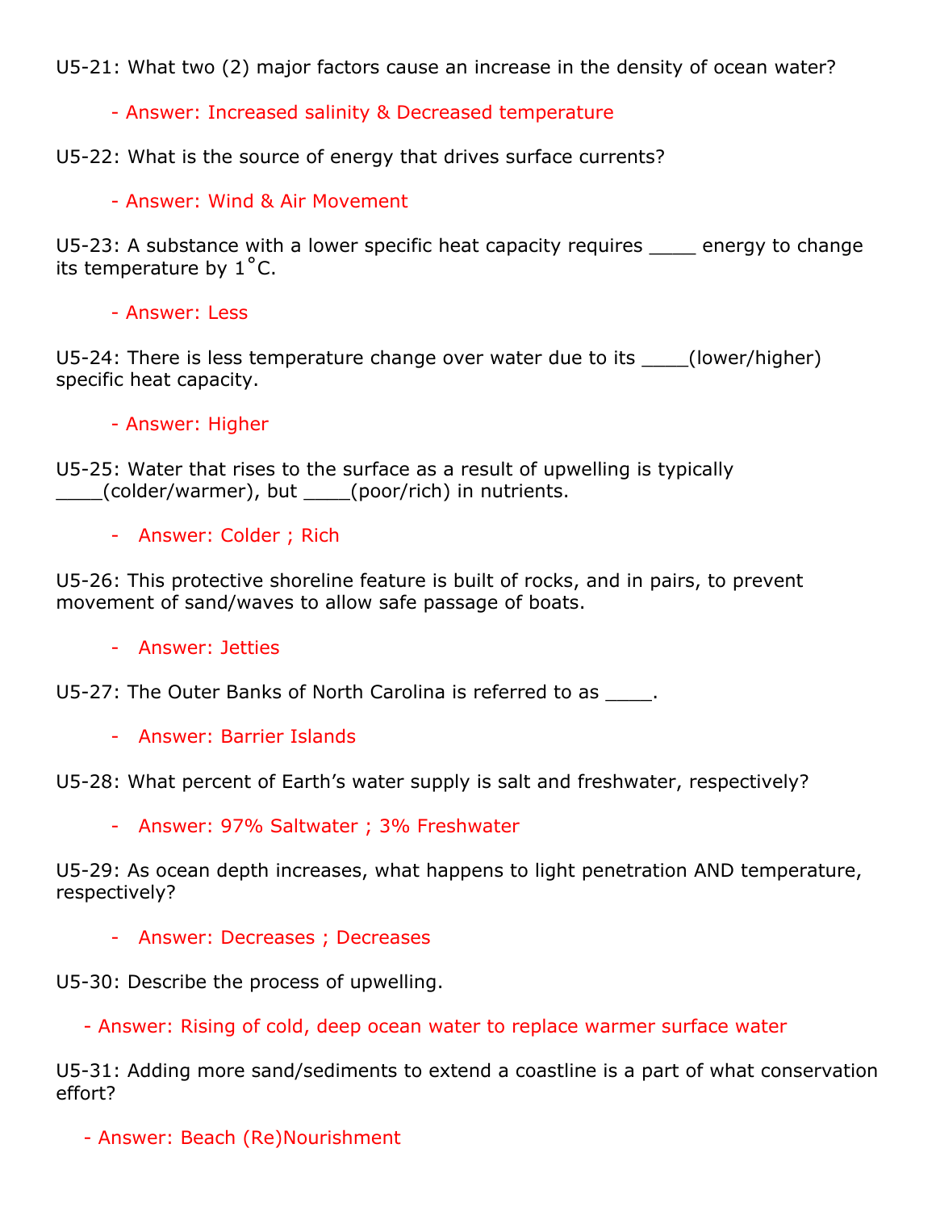U5-21: What two (2) major factors cause an increase in the density of ocean water?

- Answer: Increased salinity & Decreased temperature

U5-22: What is the source of energy that drives surface currents?

- Answer: Wind & Air Movement

U5-23: A substance with a lower specific heat capacity requires ____ energy to change its temperature by 1˚C.

- Answer: Less

U5-24: There is less temperature change over water due to its ____(lower/higher) specific heat capacity.

- Answer: Higher

U5-25: Water that rises to the surface as a result of upwelling is typically ____(colder/warmer), but ____(poor/rich) in nutrients.

- Answer: Colder ; Rich

U5-26: This protective shoreline feature is built of rocks, and in pairs, to prevent movement of sand/waves to allow safe passage of boats.

- Answer: Jetties

U5-27: The Outer Banks of North Carolina is referred to as ____.

- Answer: Barrier Islands

U5-28: What percent of Earth's water supply is salt and freshwater, respectively?

- Answer: 97% Saltwater ; 3% Freshwater

U5-29: As ocean depth increases, what happens to light penetration AND temperature, respectively?

- Answer: Decreases ; Decreases

U5-30: Describe the process of upwelling.

- Answer: Rising of cold, deep ocean water to replace warmer surface water

U5-31: Adding more sand/sediments to extend a coastline is a part of what conservation effort?

- Answer: Beach (Re)Nourishment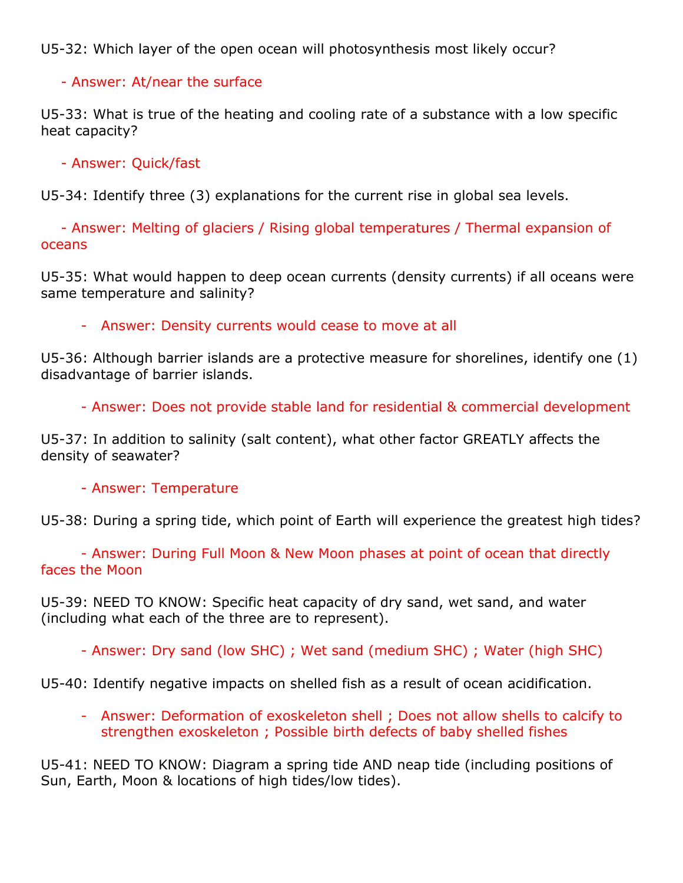U5-32: Which layer of the open ocean will photosynthesis most likely occur?

- Answer: At/near the surface

U5-33: What is true of the heating and cooling rate of a substance with a low specific heat capacity?

- Answer: Quick/fast

U5-34: Identify three (3) explanations for the current rise in global sea levels.

- Answer: Melting of glaciers / Rising global temperatures / Thermal expansion of oceans

U5-35: What would happen to deep ocean currents (density currents) if all oceans were same temperature and salinity?

- Answer: Density currents would cease to move at all

U5-36: Although barrier islands are a protective measure for shorelines, identify one (1) disadvantage of barrier islands.

- Answer: Does not provide stable land for residential & commercial development

U5-37: In addition to salinity (salt content), what other factor GREATLY affects the density of seawater?

- Answer: Temperature

U5-38: During a spring tide, which point of Earth will experience the greatest high tides?

- Answer: During Full Moon & New Moon phases at point of ocean that directly faces the Moon

U5-39: NEED TO KNOW: Specific heat capacity of dry sand, wet sand, and water (including what each of the three are to represent).

- Answer: Dry sand (low SHC) ; Wet sand (medium SHC) ; Water (high SHC)

U5-40: Identify negative impacts on shelled fish as a result of ocean acidification.

- Answer: Deformation of exoskeleton shell ; Does not allow shells to calcify to strengthen exoskeleton ; Possible birth defects of baby shelled fishes

U5-41: NEED TO KNOW: Diagram a spring tide AND neap tide (including positions of Sun, Earth, Moon & locations of high tides/low tides).